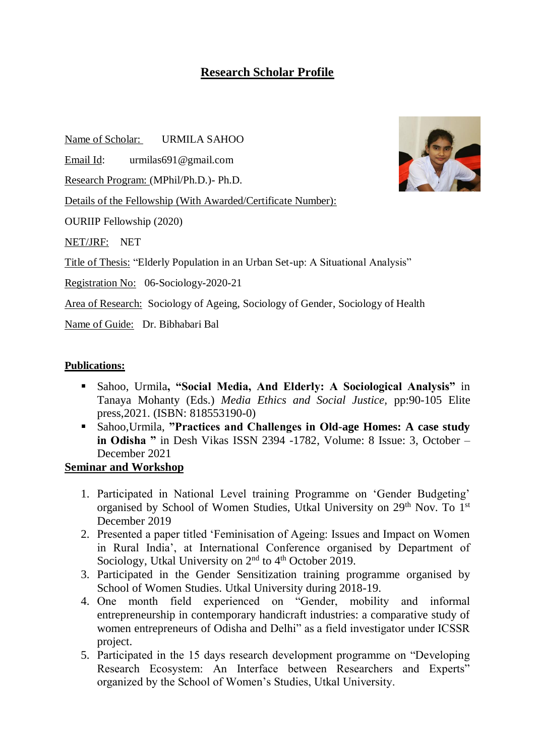# Research Scholar Profile

Name of Scholar: URMILA SAHOO

Email Id: urmilas691@gmail.com

Research Program: (MPhil/Ph.D.)- Ph.D.

Details of the Fellowship (With Awarded/Certificate Number):

OURIIP Fellowship (2020)

NET/JRF: NET

Title of Thesis: "Elderly Population in an Urban Set-up: A Situational Analysis"

Registration No: 06-Sociology-2020-21

Area of Research: Sociology of Ageing, Sociology of Gender, Sociology of Health

Name of Guide: Dr. Bibhabari Bal

## Publications:

- Sahoo, Urmila**, "Social Media, And Elderly: A Sociological Analysis"** in Tanaya Mohanty (Eds.) *Media Ethics and Social Justice,* pp:90-105 Elite press,2021. (ISBN: 818553190-0)
- Sahoo,Urmila, **"Practices and Challenges in Old-age Homes: A case study in Odisha "** in Desh Vikas ISSN 2394 -1782, Volume: 8 Issue: 3, October – December 2021

## Seminar and Workshop

1. Participated in National Level training Programme on 'Gender Budgeting' organised by School of Women Studies, Utkal University on 29th Nov. To 1st December 2019
2. Presented a paper titled 'Feminisation of Ageing: Issues and Impact on Women in Rural India', at International Conference organised by Department of Sociology, Utkal University on 2nd to 4th October 2019.
3. Participated in the Gender Sensitization training programme organised by School of Women Studies. Utkal University during 2018-19.
4. One month field experienced on "Gender, mobility and informal entrepreneurship in contemporary handicraft industries: a comparative study of women entrepreneurs of Odisha and Delhi" as a field investigator under ICSSR project.
5. Participated in the 15 days research development programme on "Developing Research Ecosystem: An Interface between Researchers and Experts" organized by the School of Women's Studies, Utkal University.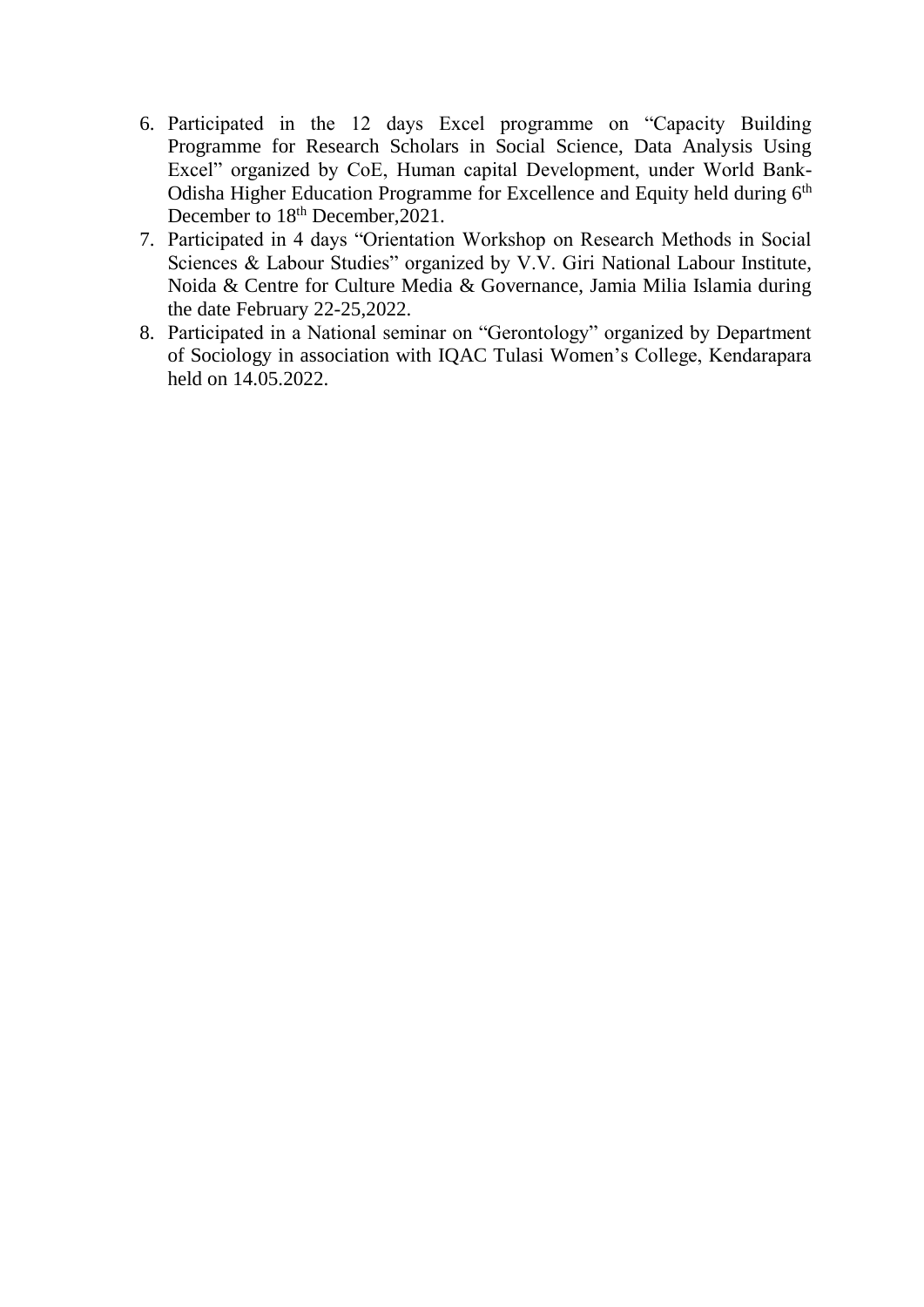6. Participated in the 12 days Excel programme on "Capacity Building Programme for Research Scholars in Social Science, Data Analysis Using Excel" organized by CoE, Human capital Development, under World Bank-Odisha Higher Education Programme for Excellence and Equity held during 6th December to 18th December,2021.
7. Participated in 4 days "Orientation Workshop on Research Methods in Social Sciences & Labour Studies" organized by V.V. Giri National Labour Institute, Noida & Centre for Culture Media & Governance, Jamia Milia Islamia during the date February 22-25,2022.
8. Participated in a National seminar on "Gerontology" organized by Department of Sociology in association with IQAC Tulasi Women's College, Kendarapara held on 14.05.2022.